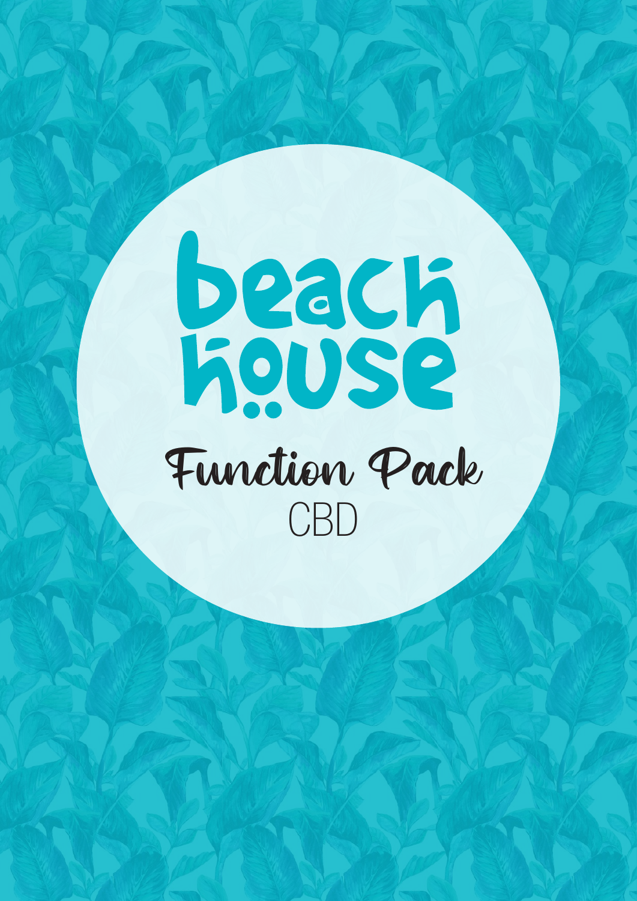# beach house

## Function Pack

CBD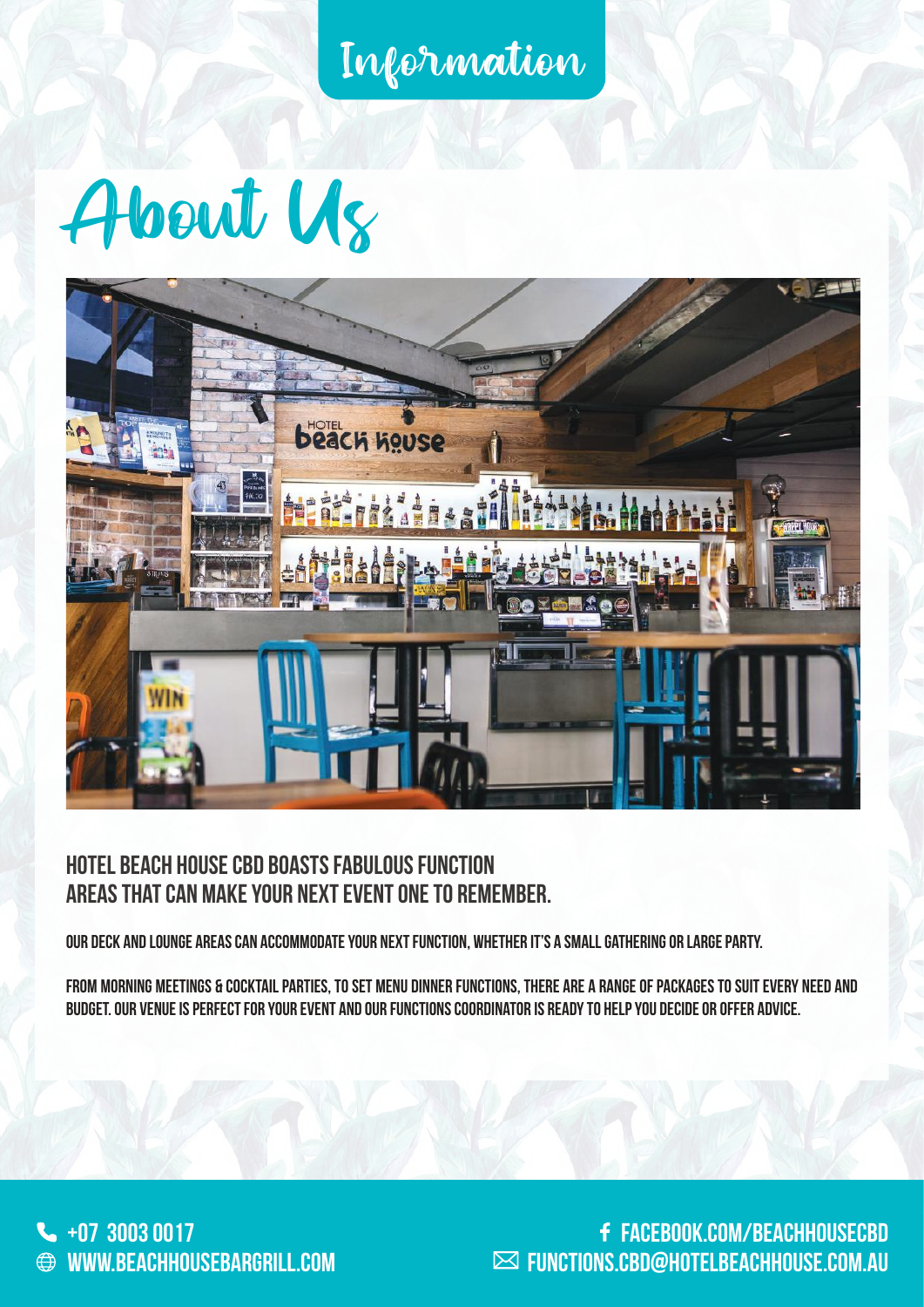# Information

## About Us

### HOTEL BEACH HOUSE CBD BOASTS FABULOUS FUNCTION AREAS THAT CAN MAKE YOUR NEXT EVENT ONE TO REMEMBER.

OUR DECK AND LOUNGE AREAS CAN ACCOMMODATE YOUR NEXT FUNCTION, WHETHER IT'S A SMALL GATHERING OR LARGE PARTY.

FROM MORNING MEETINGS & COCKTAIL PARTIES, TO SET MENU DINNER FUNCTIONS, THERE ARE A RANGE OF PACKAGES TO SUIT EVERY NEED AND BUDGET. OUR VENUE IS PERFECT FOR YOUR EVENT AND OUR FUNCTIONS COORDINATOR IS READY TO HELP YOU DECIDE OR OFFER ADVICE.

+07 3003 0017
WWW.BEACHHOUSEBARGRILL.COM
FACEBOOK.COM/BEACHHOUSECBD
FUNCTIONS.CBD@HOTELBEACHHOUSE.COM.AU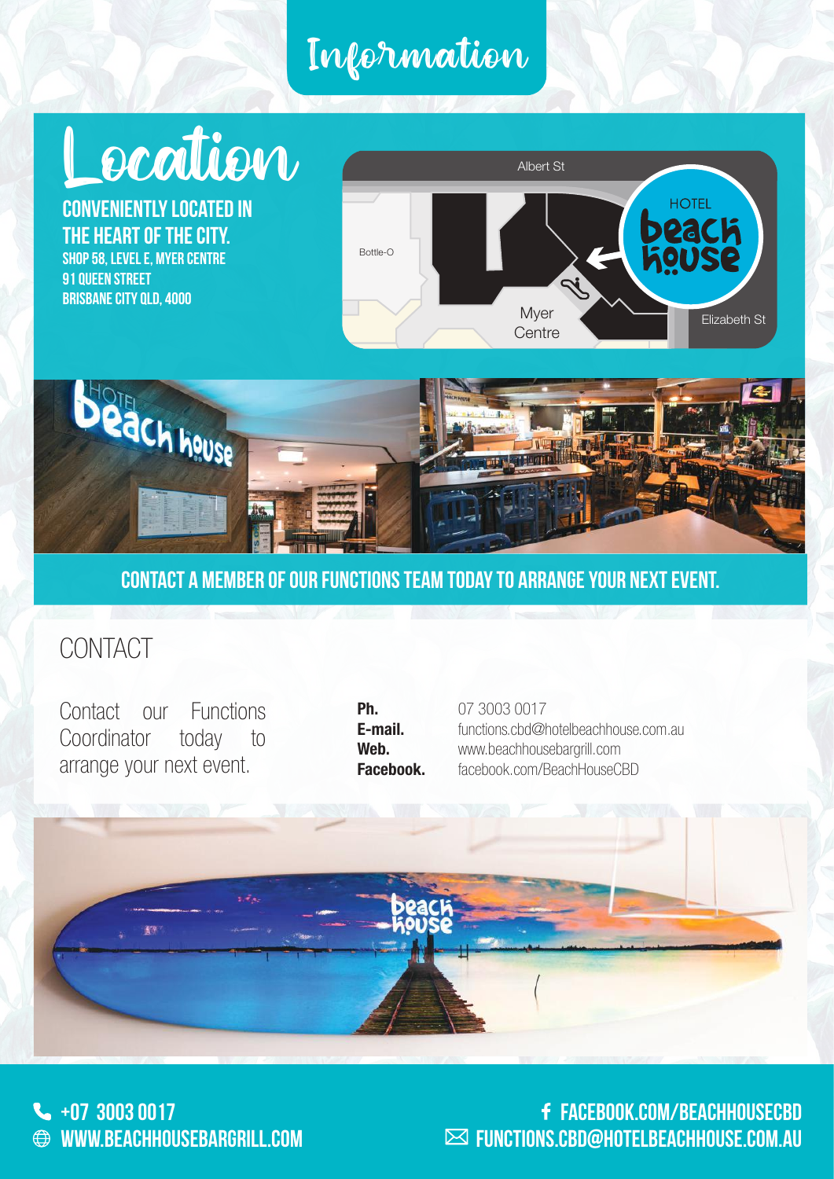# Information

## Location

**CONVENIENTLY LOCATED IN THE HEART OF THE CITY.**

**SHOP 58, LEVEL E, MYER CENTRE**
**91 QUEEN STREET**
**BRISBANE CITY QLD, 4000**

Albert St

Bottle-O

HOTEL beach house

Myer Centre

Elizabeth St

**CONTACT A MEMBER OF OUR FUNCTIONS TEAM TODAY TO ARRANGE YOUR NEXT EVENT.**

## CONTACT

Contact our Functions Coordinator today to arrange your next event.

**Ph.** 07 3003 0017
**E-mail.** functions.cbd@hotelbeachhouse.com.au
**Web.** www.beachhousebargrill.com
**Facebook.** facebook.com/BeachHouseCBD

+07 3003 0017
WWW.BEACHHOUSEBARGRILL.COM
FACEBOOK.COM/BEACHHOUSECBD
FUNCTIONS.CBD@HOTELBEACHHOUSE.COM.AU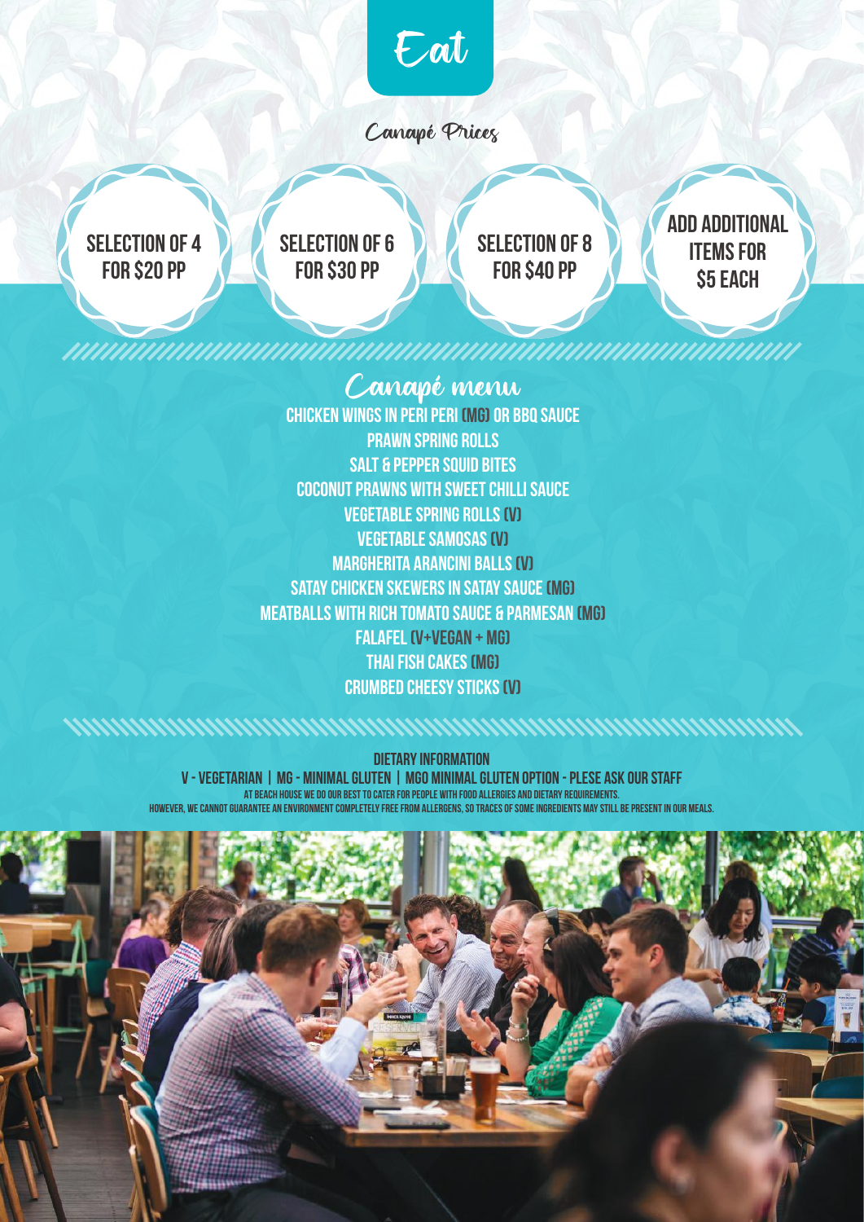# Eat

## Canapé Prices

**SELECTION OF 4 FOR $20 PP**

**SELECTION OF 6 FOR $30 PP**

**SELECTION OF 8 FOR $40 PP**

**ADD ADDITIONAL ITEMS FOR $5 EACH**

## Canapé menu

CHICKEN WINGS IN PERI PERI (MG) OR BBQ SAUCE
PRAWN SPRING ROLLS
SALT & PEPPER SQUID BITES
COCONUT PRAWNS WITH SWEET CHILLI SAUCE
VEGETABLE SPRING ROLLS (V)
VEGETABLE SAMOSAS (V)
MARGHERITA ARANCINI BALLS (V)
SATAY CHICKEN SKEWERS IN SATAY SAUCE (MG)
MEATBALLS WITH RICH TOMATO SAUCE & PARMESAN (MG)
FALAFEL (V+VEGAN + MG)
THAI FISH CAKES (MG)
CRUMBED CHEESY STICKS (V)

**DIETARY INFORMATION**

V - VEGETARIAN | MG - MINIMAL GLUTEN | MGO MINIMAL GLUTEN OPTION - PLESE ASK OUR STAFF

AT BEACH HOUSE WE DO OUR BEST TO CATER FOR PEOPLE WITH FOOD ALLERGIES AND DIETARY REQUIREMENTS.
HOWEVER, WE CANNOT GUARANTEE AN ENVIRONMENT COMPLETELY FREE FROM ALLERGENS, SO TRACES OF SOME INGREDIENTS MAY STILL BE PRESENT IN OUR MEALS.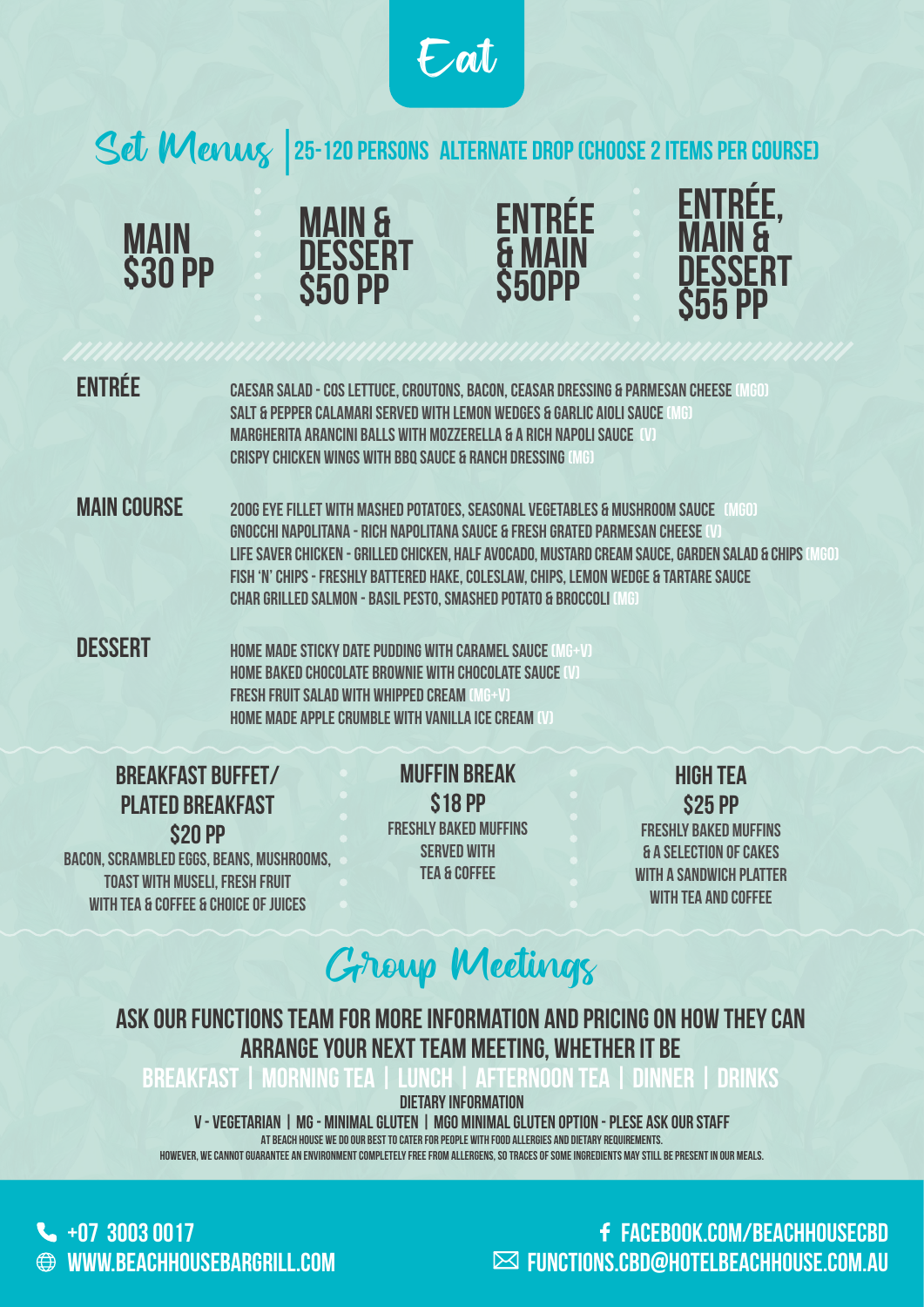# Eat

## Set Menus | 25-120 PERSONS ALTERNATE DROP (CHOOSE 2 ITEMS PER COURSE)

**MAIN $30 PP**

**MAIN & DESSERT $50 PP**

**ENTRÉE & MAIN $50PP**

**ENTRÉE, MAIN & DESSERT $55 PP**

### ENTRÉE

- CAESAR SALAD - COS LETTUCE, CROUTONS, BACON, CEASAR DRESSING & PARMESAN CHEESE (MGO)
- SALT & PEPPER CALAMARI SERVED WITH LEMON WEDGES & GARLIC AIOLI SAUCE (MG)
- MARGHERITA ARANCINI BALLS WITH MOZZERELLA & A RICH NAPOLI SAUCE (V)
- CRISPY CHICKEN WINGS WITH BBQ SAUCE & RANCH DRESSING (MG)

### MAIN COURSE

- 200G EYE FILLET WITH MASHED POTATOES, SEASONAL VEGETABLES & MUSHROOM SAUCE (MGO)
- GNOCCHI NAPOLITANA - RICH NAPOLITANA SAUCE & FRESH GRATED PARMESAN CHEESE (V)
- LIFE SAVER CHICKEN - GRILLED CHICKEN, HALF AVOCADO, MUSTARD CREAM SAUCE, GARDEN SALAD & CHIPS (MGO)
- FISH 'N' CHIPS - FRESHLY BATTERED HAKE, COLESLAW, CHIPS, LEMON WEDGE & TARTARE SAUCE
- CHAR GRILLED SALMON - BASIL PESTO, SMASHED POTATO & BROCCOLI (MG)

### DESSERT

- HOME MADE STICKY DATE PUDDING WITH CARAMEL SAUCE (MG+V)
- HOME BAKED CHOCOLATE BROWNIE WITH CHOCOLATE SAUCE (V)
- FRESH FRUIT SALAD WITH WHIPPED CREAM (MG+V)
- HOME MADE APPLE CRUMBLE WITH VANILLA ICE CREAM (V)

### BREAKFAST BUFFET/ PLATED BREAKFAST $20 PP

BACON, SCRAMBLED EGGS, BEANS, MUSHROOMS, TOAST WITH MUSELI, FRESH FRUIT WITH TEA & COFFEE & CHOICE OF JUICES

### MUFFIN BREAK $18 PP

FRESHLY BAKED MUFFINS SERVED WITH TEA & COFFEE

### HIGH TEA $25 PP

FRESHLY BAKED MUFFINS & A SELECTION OF CAKES WITH A SANDWICH PLATTER WITH TEA AND COFFEE

## Group Meetings

ASK OUR FUNCTIONS TEAM FOR MORE INFORMATION AND PRICING ON HOW THEY CAN ARRANGE YOUR NEXT TEAM MEETING, WHETHER IT BE

BREAKFAST | MORNING TEA | LUNCH | AFTERNOON TEA | DINNER | DRINKS

DIETARY INFORMATION

V - VEGETARIAN | MG - MINIMAL GLUTEN | MGO MINIMAL GLUTEN OPTION - PLESE ASK OUR STAFF

AT BEACH HOUSE WE DO OUR BEST TO CATER FOR PEOPLE WITH FOOD ALLERGIES AND DIETARY REQUIREMENTS.
HOWEVER, WE CANNOT GUARANTEE AN ENVIRONMENT COMPLETELY FREE FROM ALLERGENS, SO TRACES OF SOME INGREDIENTS MAY STILL BE PRESENT IN OUR MEALS.

+07 3003 0017
WWW.BEACHHOUSEBARGRILL.COM
FACEBOOK.COM/BEACHHOUSECBD
FUNCTIONS.CBD@HOTELBEACHHOUSE.COM.AU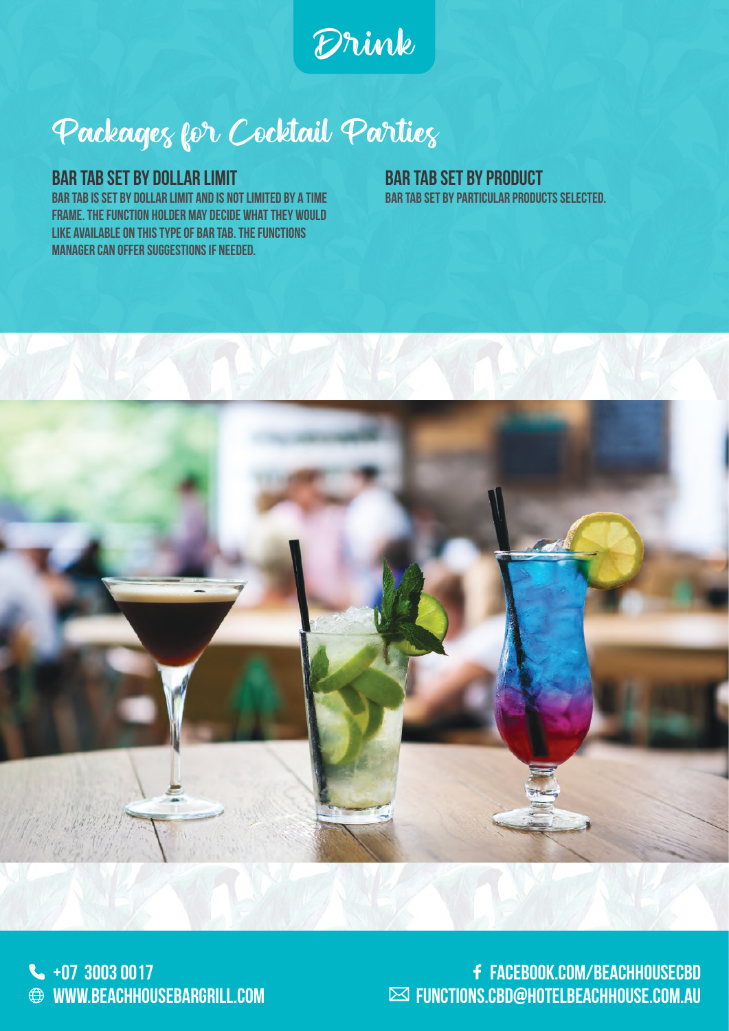# Drink

## Packages for Cocktail Parties

### BAR TAB SET BY DOLLAR LIMIT

BAR TAB IS SET BY DOLLAR LIMIT AND IS NOT LIMITED BY A TIME FRAME. THE FUNCTION HOLDER MAY DECIDE WHAT THEY WOULD LIKE AVAILABLE ON THIS TYPE OF BAR TAB. THE FUNCTIONS MANAGER CAN OFFER SUGGESTIONS IF NEEDED.

### BAR TAB SET BY PRODUCT

BAR TAB SET BY PARTICULAR PRODUCTS SELECTED.

+07 3003 0017
WWW.BEACHHOUSEBARGRILL.COM
FACEBOOK.COM/BEACHHOUSECBD
FUNCTIONS.CBD@HOTELBEACHHOUSE.COM.AU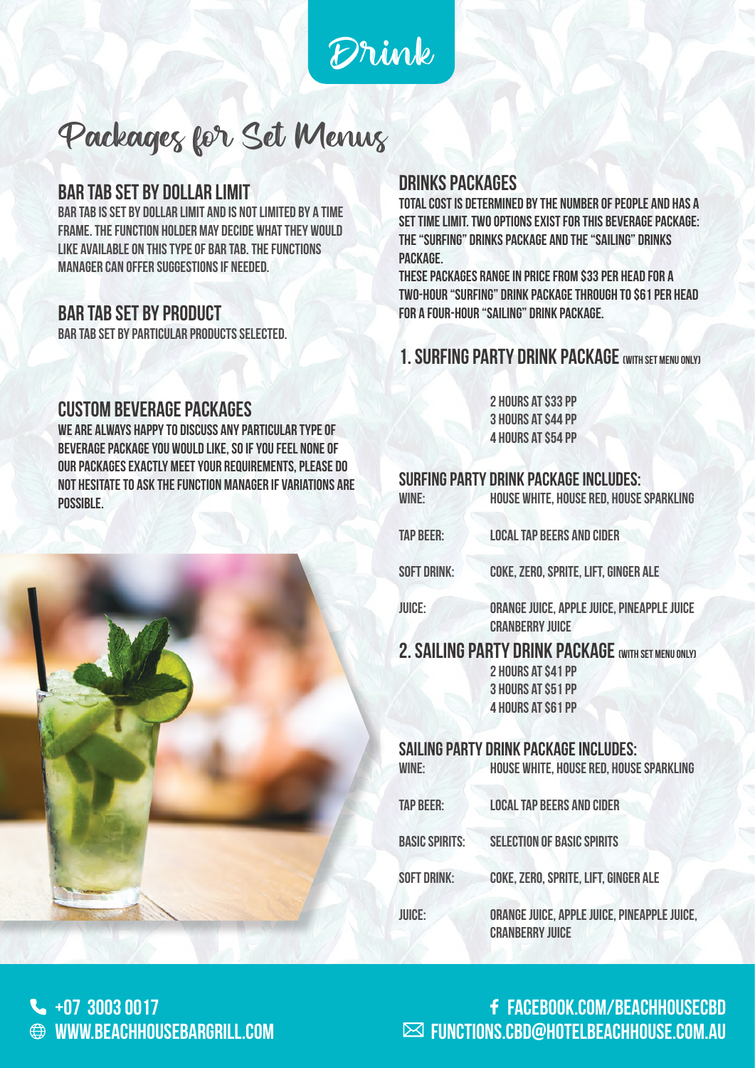# Drink

## Packages for Set Menus

### BAR TAB SET BY DOLLAR LIMIT

BAR TAB IS SET BY DOLLAR LIMIT AND IS NOT LIMITED BY A TIME FRAME. THE FUNCTION HOLDER MAY DECIDE WHAT THEY WOULD LIKE AVAILABLE ON THIS TYPE OF BAR TAB. THE FUNCTIONS MANAGER CAN OFFER SUGGESTIONS IF NEEDED.

### BAR TAB SET BY PRODUCT

BAR TAB SET BY PARTICULAR PRODUCTS SELECTED.

### CUSTOM BEVERAGE PACKAGES

WE ARE ALWAYS HAPPY TO DISCUSS ANY PARTICULAR TYPE OF BEVERAGE PACKAGE YOU WOULD LIKE, SO IF YOU FEEL NONE OF OUR PACKAGES EXACTLY MEET YOUR REQUIREMENTS, PLEASE DO NOT HESITATE TO ASK THE FUNCTION MANAGER IF VARIATIONS ARE POSSIBLE.

### DRINKS PACKAGES

TOTAL COST IS DETERMINED BY THE NUMBER OF PEOPLE AND HAS A SET TIME LIMIT. TWO OPTIONS EXIST FOR THIS BEVERAGE PACKAGE: THE "SURFING" DRINKS PACKAGE AND THE "SAILING" DRINKS PACKAGE.

THESE PACKAGES RANGE IN PRICE FROM $33 PER HEAD FOR A TWO-HOUR "SURFING" DRINK PACKAGE THROUGH TO $61 PER HEAD FOR A FOUR-HOUR "SAILING" DRINK PACKAGE.

### 1. SURFING PARTY DRINK PACKAGE (WITH SET MENU ONLY)

2 HOURS AT $33 PP
3 HOURS AT $44 PP
4 HOURS AT $54 PP

**SURFING PARTY DRINK PACKAGE INCLUDES:**

| | |
|---|---|
| WINE: | HOUSE WHITE, HOUSE RED, HOUSE SPARKLING |
| TAP BEER: | LOCAL TAP BEERS AND CIDER |
| SOFT DRINK: | COKE, ZERO, SPRITE, LIFT, GINGER ALE |
| JUICE: | ORANGE JUICE, APPLE JUICE, PINEAPPLE JUICE CRANBERRY JUICE |

### 2. SAILING PARTY DRINK PACKAGE (WITH SET MENU ONLY)

2 HOURS AT $41 PP
3 HOURS AT $51 PP
4 HOURS AT $61 PP

**SAILING PARTY DRINK PACKAGE INCLUDES:**

| | |
|---|---|
| WINE: | HOUSE WHITE, HOUSE RED, HOUSE SPARKLING |
| TAP BEER: | LOCAL TAP BEERS AND CIDER |
| BASIC SPIRITS: | SELECTION OF BASIC SPIRITS |
| SOFT DRINK: | COKE, ZERO, SPRITE, LIFT, GINGER ALE |
| JUICE: | ORANGE JUICE, APPLE JUICE, PINEAPPLE JUICE, CRANBERRY JUICE |

+07 3003 0017
WWW.BEACHHOUSEBARGRILL.COM
FACEBOOK.COM/BEACHHOUSECBD
FUNCTIONS.CBD@HOTELBEACHHOUSE.COM.AU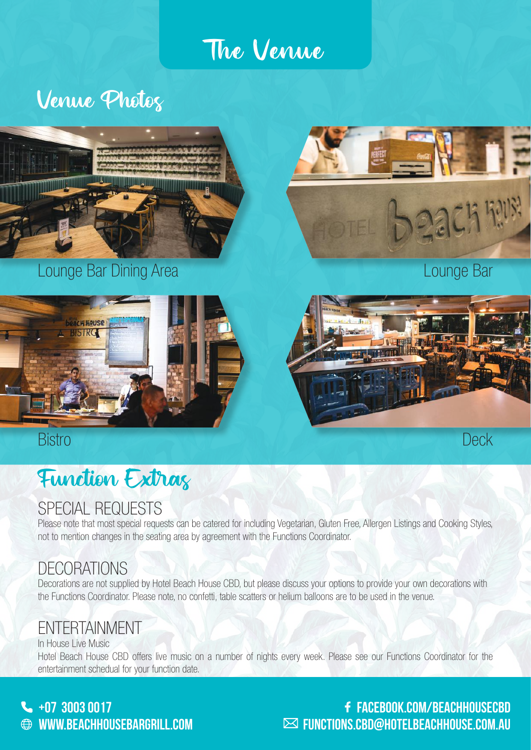# The Venue

## Venue Photos

Lounge Bar Dining Area

Lounge Bar

Bistro

Deck

## Function Extras

### SPECIAL REQUESTS

Please note that most special requests can be catered for including Vegetarian, Gluten Free, Allergen Listings and Cooking Styles, not to mention changes in the seating area by agreement with the Functions Coordinator.

### DECORATIONS

Decorations are not supplied by Hotel Beach House CBD, but please discuss your options to provide your own decorations with the Functions Coordinator. Please note, no confetti, table scatters or helium balloons are to be used in the venue.

### ENTERTAINMENT

In House Live Music

Hotel Beach House CBD offers live music on a number of nights every week. Please see our Functions Coordinator for the entertainment schedual for your function date.

+07 3003 0017
WWW.BEACHHOUSEBARGRILL.COM
FACEBOOK.COM/BEACHHOUSECBD
FUNCTIONS.CBD@HOTELBEACHHOUSE.COM.AU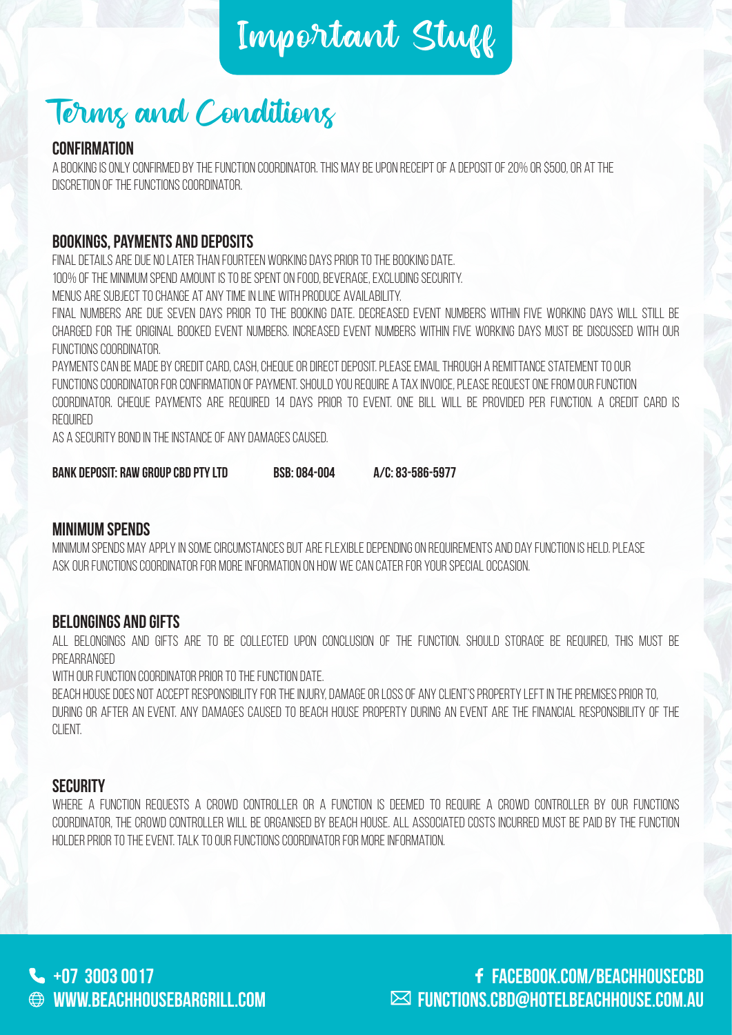# Important Stuff

## Terms and Conditions

### CONFIRMATION

A booking is only confirmed by the function coordinator. This may be upon receipt of a deposit of 20% or $500, or at the discretion of the functions coordinator.

### BOOKINGS, PAYMENTS AND DEPOSITS

Final details are due no later than fourteen working days prior to the booking date.

100% of the minimum spend amount is to be spent on food, beverage, excluding security.

Menus are subject to change at any time in line with produce availability.

Final numbers are due seven days prior to the booking date. Decreased event numbers within five working days will still be charged for the original booked event numbers. Increased event numbers within five working days must be discussed with our functions coordinator.

Payments can be made by credit card, cash, cheque or direct deposit. Please email through a remittance statement to our functions coordinator for confirmation of payment. Should you require a tax invoice, please request one from our function coordinator. Cheque payments are required 14 days prior to event. One bill will be provided per function. A credit card is required

as a security bond in the instance of any damages caused.

**BANK DEPOSIT: RAW GROUP CBD PTY LTD BSB: 084-004 A/C: 83-586-5977**

### MINIMUM SPENDS

Minimum spends may apply in some circumstances but are flexible depending on requirements and day function is held. Please ask our functions coordinator for more information on how we can cater for your special occasion.

### BELONGINGS AND GIFTS

All belongings and gifts are to be collected upon conclusion of the function. Should storage be required, this must be prearranged

with our function coordinator prior to the function date.

Beach House does not accept responsibility for the injury, damage or loss of any client's property left in the premises prior to, during or after an event. Any damages caused to Beach House property during an event are the financial responsibility of the client.

### SECURITY

Where a function requests a crowd controller or a function is deemed to require a crowd controller by our functions coordinator, the crowd controller will be organised by Beach House. All associated costs incurred must be paid by the function holder prior to the event. Talk to our functions coordinator for more information.

+07 3003 0017
WWW.BEACHHOUSEBARGRILL.COM
FACEBOOK.COM/BEACHHOUSECBD
FUNCTIONS.CBD@HOTELBEACHHOUSE.COM.AU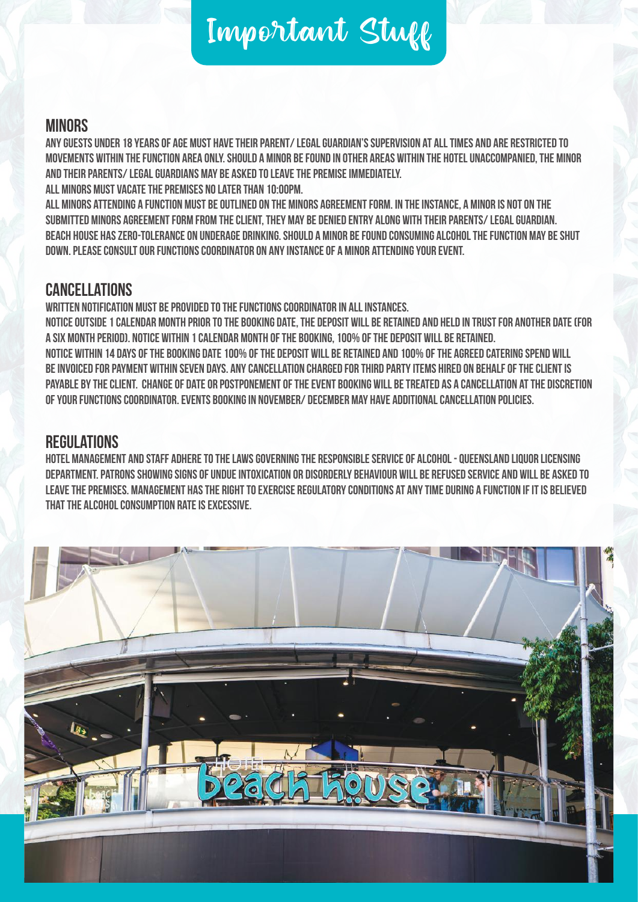# Important Stuff

## MINORS

ANY GUESTS UNDER 18 YEARS OF AGE MUST HAVE THEIR PARENT/ LEGAL GUARDIAN'S SUPERVISION AT ALL TIMES AND ARE RESTRICTED TO MOVEMENTS WITHIN THE FUNCTION AREA ONLY. SHOULD A MINOR BE FOUND IN OTHER AREAS WITHIN THE HOTEL UNACCOMPANIED, THE MINOR AND THEIR PARENTS/ LEGAL GUARDIANS MAY BE ASKED TO LEAVE THE PREMISE IMMEDIATELY.
ALL MINORS MUST VACATE THE PREMISES NO LATER THAN 10:00PM.
ALL MINORS ATTENDING A FUNCTION MUST BE OUTLINED ON THE MINORS AGREEMENT FORM. IN THE INSTANCE, A MINOR IS NOT ON THE SUBMITTED MINORS AGREEMENT FORM FROM THE CLIENT, THEY MAY BE DENIED ENTRY ALONG WITH THEIR PARENTS/ LEGAL GUARDIAN.
BEACH HOUSE HAS ZERO-TOLERANCE ON UNDERAGE DRINKING. SHOULD A MINOR BE FOUND CONSUMING ALCOHOL THE FUNCTION MAY BE SHUT DOWN. PLEASE CONSULT OUR FUNCTIONS COORDINATOR ON ANY INSTANCE OF A MINOR ATTENDING YOUR EVENT.

## CANCELLATIONS

WRITTEN NOTIFICATION MUST BE PROVIDED TO THE FUNCTIONS COORDINATOR IN ALL INSTANCES.
NOTICE OUTSIDE 1 CALENDAR MONTH PRIOR TO THE BOOKING DATE, THE DEPOSIT WILL BE RETAINED AND HELD IN TRUST FOR ANOTHER DATE (FOR A SIX MONTH PERIOD). NOTICE WITHIN 1 CALENDAR MONTH OF THE BOOKING, 100% OF THE DEPOSIT WILL BE RETAINED.
NOTICE WITHIN 14 DAYS OF THE BOOKING DATE 100% OF THE DEPOSIT WILL BE RETAINED AND 100% OF THE AGREED CATERING SPEND WILL BE INVOICED FOR PAYMENT WITHIN SEVEN DAYS. ANY CANCELLATION CHARGED FOR THIRD PARTY ITEMS HIRED ON BEHALF OF THE CLIENT IS PAYABLE BY THE CLIENT. CHANGE OF DATE OR POSTPONEMENT OF THE EVENT BOOKING WILL BE TREATED AS A CANCELLATION AT THE DISCRETION OF YOUR FUNCTIONS COORDINATOR. EVENTS BOOKING IN NOVEMBER/ DECEMBER MAY HAVE ADDITIONAL CANCELLATION POLICIES.

## REGULATIONS

HOTEL MANAGEMENT AND STAFF ADHERE TO THE LAWS GOVERNING THE RESPONSIBLE SERVICE OF ALCOHOL - QUEENSLAND LIQUOR LICENSING DEPARTMENT. PATRONS SHOWING SIGNS OF UNDUE INTOXICATION OR DISORDERLY BEHAVIOUR WILL BE REFUSED SERVICE AND WILL BE ASKED TO LEAVE THE PREMISES. MANAGEMENT HAS THE RIGHT TO EXERCISE REGULATORY CONDITIONS AT ANY TIME DURING A FUNCTION IF IT IS BELIEVED THAT THE ALCOHOL CONSUMPTION RATE IS EXCESSIVE.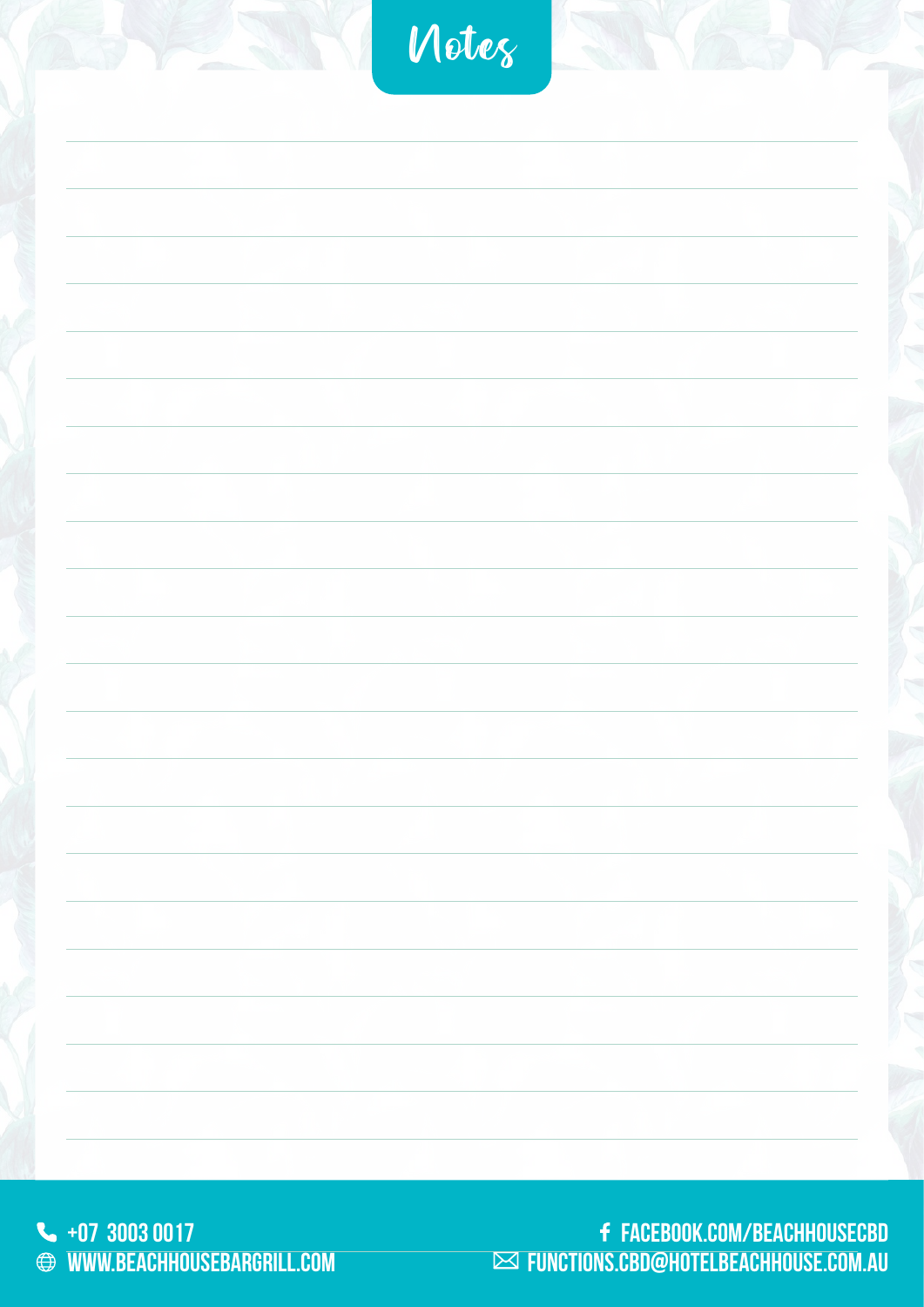# Notes

+07 3003 0017
WWW.BEACHHOUSEBARGRILL.COM

FACEBOOK.COM/BEACHHOUSECBD
FUNCTIONS.CBD@HOTELBEACHHOUSE.COM.AU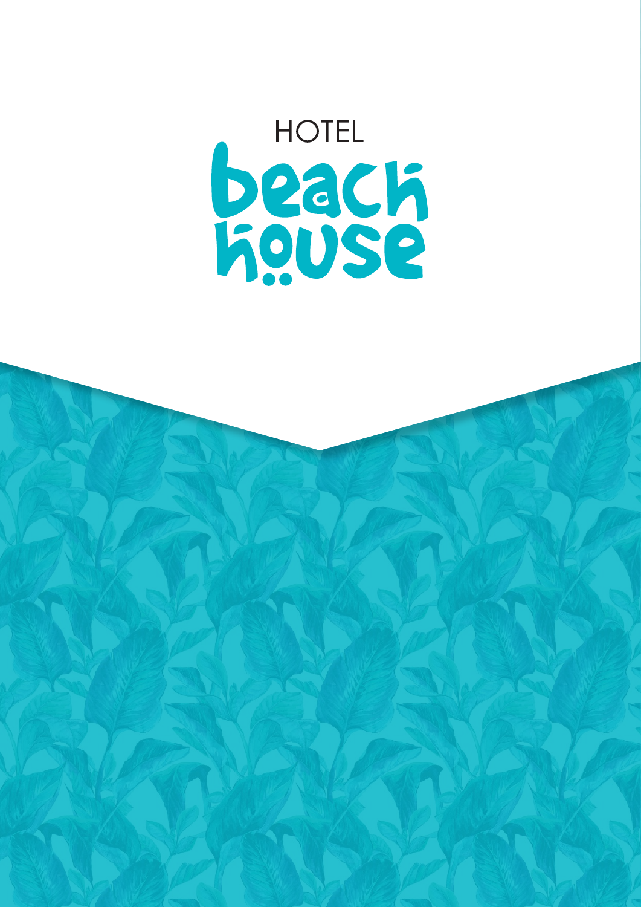HOTEL

beach house